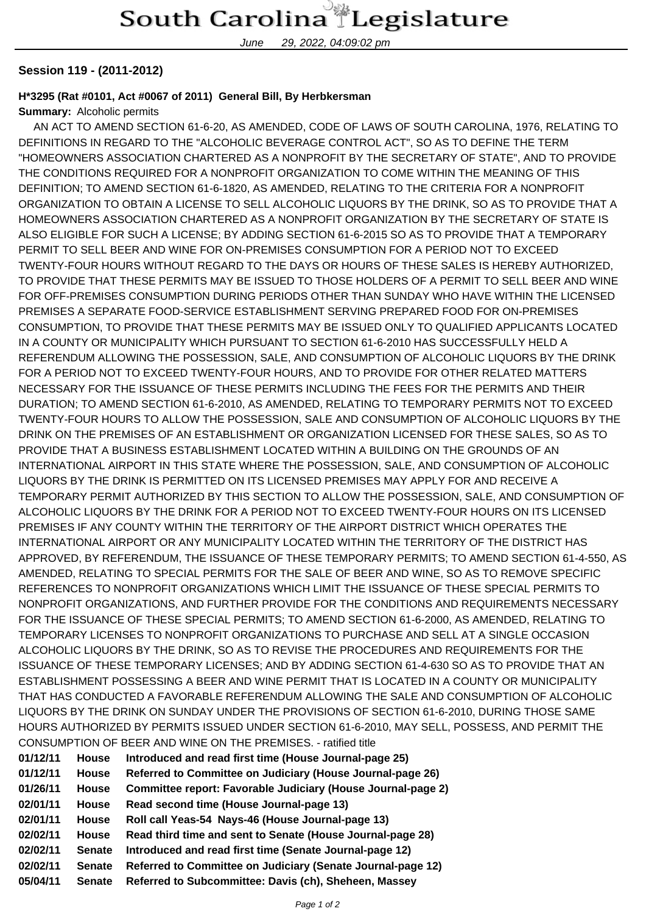# South Carolina Legislature

June 29, 2022, 04:09:02 pm

**Session 119 - (2011-2012)**

**H*3295 (Rat #0101, Act #0067 of 2011) General Bill, By Herbkersman**

**Summary:** Alcoholic permits

AN ACT TO AMEND SECTION 61-6-20, AS AMENDED, CODE OF LAWS OF SOUTH CAROLINA, 1976, RELATING TO DEFINITIONS IN REGARD TO THE "ALCOHOLIC BEVERAGE CONTROL ACT", SO AS TO DEFINE THE TERM "HOMEOWNERS ASSOCIATION CHARTERED AS A NONPROFIT BY THE SECRETARY OF STATE", AND TO PROVIDE THE CONDITIONS REQUIRED FOR A NONPROFIT ORGANIZATION TO COME WITHIN THE MEANING OF THIS DEFINITION; TO AMEND SECTION 61-6-1820, AS AMENDED, RELATING TO THE CRITERIA FOR A NONPROFIT ORGANIZATION TO OBTAIN A LICENSE TO SELL ALCOHOLIC LIQUORS BY THE DRINK, SO AS TO PROVIDE THAT A HOMEOWNERS ASSOCIATION CHARTERED AS A NONPROFIT ORGANIZATION BY THE SECRETARY OF STATE IS ALSO ELIGIBLE FOR SUCH A LICENSE; BY ADDING SECTION 61-6-2015 SO AS TO PROVIDE THAT A TEMPORARY PERMIT TO SELL BEER AND WINE FOR ON-PREMISES CONSUMPTION FOR A PERIOD NOT TO EXCEED TWENTY-FOUR HOURS WITHOUT REGARD TO THE DAYS OR HOURS OF THESE SALES IS HEREBY AUTHORIZED, TO PROVIDE THAT THESE PERMITS MAY BE ISSUED TO THOSE HOLDERS OF A PERMIT TO SELL BEER AND WINE FOR OFF-PREMISES CONSUMPTION DURING PERIODS OTHER THAN SUNDAY WHO HAVE WITHIN THE LICENSED PREMISES A SEPARATE FOOD-SERVICE ESTABLISHMENT SERVING PREPARED FOOD FOR ON-PREMISES CONSUMPTION, TO PROVIDE THAT THESE PERMITS MAY BE ISSUED ONLY TO QUALIFIED APPLICANTS LOCATED IN A COUNTY OR MUNICIPALITY WHICH PURSUANT TO SECTION 61-6-2010 HAS SUCCESSFULLY HELD A REFERENDUM ALLOWING THE POSSESSION, SALE, AND CONSUMPTION OF ALCOHOLIC LIQUORS BY THE DRINK FOR A PERIOD NOT TO EXCEED TWENTY-FOUR HOURS, AND TO PROVIDE FOR OTHER RELATED MATTERS NECESSARY FOR THE ISSUANCE OF THESE PERMITS INCLUDING THE FEES FOR THE PERMITS AND THEIR DURATION; TO AMEND SECTION 61-6-2010, AS AMENDED, RELATING TO TEMPORARY PERMITS NOT TO EXCEED TWENTY-FOUR HOURS TO ALLOW THE POSSESSION, SALE AND CONSUMPTION OF ALCOHOLIC LIQUORS BY THE DRINK ON THE PREMISES OF AN ESTABLISHMENT OR ORGANIZATION LICENSED FOR THESE SALES, SO AS TO PROVIDE THAT A BUSINESS ESTABLISHMENT LOCATED WITHIN A BUILDING ON THE GROUNDS OF AN INTERNATIONAL AIRPORT IN THIS STATE WHERE THE POSSESSION, SALE, AND CONSUMPTION OF ALCOHOLIC LIQUORS BY THE DRINK IS PERMITTED ON ITS LICENSED PREMISES MAY APPLY FOR AND RECEIVE A TEMPORARY PERMIT AUTHORIZED BY THIS SECTION TO ALLOW THE POSSESSION, SALE, AND CONSUMPTION OF ALCOHOLIC LIQUORS BY THE DRINK FOR A PERIOD NOT TO EXCEED TWENTY-FOUR HOURS ON ITS LICENSED PREMISES IF ANY COUNTY WITHIN THE TERRITORY OF THE AIRPORT DISTRICT WHICH OPERATES THE INTERNATIONAL AIRPORT OR ANY MUNICIPALITY LOCATED WITHIN THE TERRITORY OF THE DISTRICT HAS APPROVED, BY REFERENDUM, THE ISSUANCE OF THESE TEMPORARY PERMITS; TO AMEND SECTION 61-4-550, AS AMENDED, RELATING TO SPECIAL PERMITS FOR THE SALE OF BEER AND WINE, SO AS TO REMOVE SPECIFIC REFERENCES TO NONPROFIT ORGANIZATIONS WHICH LIMIT THE ISSUANCE OF THESE SPECIAL PERMITS TO NONPROFIT ORGANIZATIONS, AND FURTHER PROVIDE FOR THE CONDITIONS AND REQUIREMENTS NECESSARY FOR THE ISSUANCE OF THESE SPECIAL PERMITS; TO AMEND SECTION 61-6-2000, AS AMENDED, RELATING TO TEMPORARY LICENSES TO NONPROFIT ORGANIZATIONS TO PURCHASE AND SELL AT A SINGLE OCCASION ALCOHOLIC LIQUORS BY THE DRINK, SO AS TO REVISE THE PROCEDURES AND REQUIREMENTS FOR THE ISSUANCE OF THESE TEMPORARY LICENSES; AND BY ADDING SECTION 61-4-630 SO AS TO PROVIDE THAT AN ESTABLISHMENT POSSESSING A BEER AND WINE PERMIT THAT IS LOCATED IN A COUNTY OR MUNICIPALITY THAT HAS CONDUCTED A FAVORABLE REFERENDUM ALLOWING THE SALE AND CONSUMPTION OF ALCOHOLIC LIQUORS BY THE DRINK ON SUNDAY UNDER THE PROVISIONS OF SECTION 61-6-2010, DURING THOSE SAME HOURS AUTHORIZED BY PERMITS ISSUED UNDER SECTION 61-6-2010, MAY SELL, POSSESS, AND PERMIT THE CONSUMPTION OF BEER AND WINE ON THE PREMISES. - ratified title

| | | |
|---|---|---|
| **01/12/11** | **House** | **Introduced and read first time (House Journal-page 25)** |
| **01/12/11** | **House** | **Referred to Committee on Judiciary (House Journal-page 26)** |
| **01/26/11** | **House** | **Committee report: Favorable Judiciary (House Journal-page 2)** |
| **02/01/11** | **House** | **Read second time (House Journal-page 13)** |
| **02/01/11** | **House** | **Roll call Yeas-54 Nays-46 (House Journal-page 13)** |
| **02/02/11** | **House** | **Read third time and sent to Senate (House Journal-page 28)** |
| **02/02/11** | **Senate** | **Introduced and read first time (Senate Journal-page 12)** |
| **02/02/11** | **Senate** | **Referred to Committee on Judiciary (Senate Journal-page 12)** |
| **05/04/11** | **Senate** | **Referred to Subcommittee: Davis (ch), Sheheen, Massey** |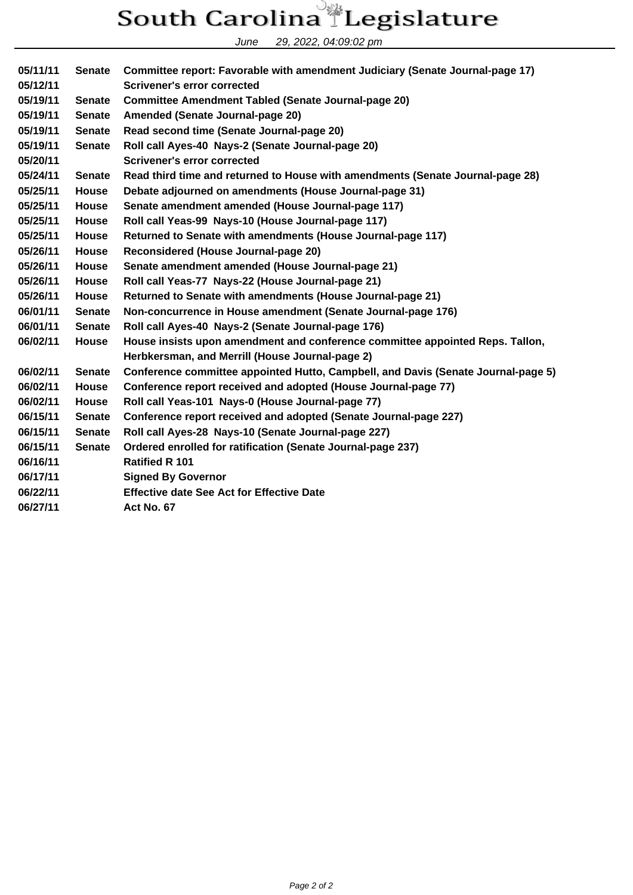| | | |
|---|---|---|
| 05/11/11 | Senate | Committee report: Favorable with amendment Judiciary (Senate Journal-page 17) |
| 05/12/11 | | Scrivener's error corrected |
| 05/19/11 | Senate | Committee Amendment Tabled (Senate Journal-page 20) |
| 05/19/11 | Senate | Amended (Senate Journal-page 20) |
| 05/19/11 | Senate | Read second time (Senate Journal-page 20) |
| 05/19/11 | Senate | Roll call Ayes-40 Nays-2 (Senate Journal-page 20) |
| 05/20/11 | | Scrivener's error corrected |
| 05/24/11 | Senate | Read third time and returned to House with amendments (Senate Journal-page 28) |
| 05/25/11 | House | Debate adjourned on amendments (House Journal-page 31) |
| 05/25/11 | House | Senate amendment amended (House Journal-page 117) |
| 05/25/11 | House | Roll call Yeas-99 Nays-10 (House Journal-page 117) |
| 05/25/11 | House | Returned to Senate with amendments (House Journal-page 117) |
| 05/26/11 | House | Reconsidered (House Journal-page 20) |
| 05/26/11 | House | Senate amendment amended (House Journal-page 21) |
| 05/26/11 | House | Roll call Yeas-77 Nays-22 (House Journal-page 21) |
| 05/26/11 | House | Returned to Senate with amendments (House Journal-page 21) |
| 06/01/11 | Senate | Non-concurrence in House amendment (Senate Journal-page 176) |
| 06/01/11 | Senate | Roll call Ayes-40 Nays-2 (Senate Journal-page 176) |
| 06/02/11 | House | House insists upon amendment and conference committee appointed Reps. Tallon, Herbkersman, and Merrill (House Journal-page 2) |
| 06/02/11 | Senate | Conference committee appointed Hutto, Campbell, and Davis (Senate Journal-page 5) |
| 06/02/11 | House | Conference report received and adopted (House Journal-page 77) |
| 06/02/11 | House | Roll call Yeas-101 Nays-0 (House Journal-page 77) |
| 06/15/11 | Senate | Conference report received and adopted (Senate Journal-page 227) |
| 06/15/11 | Senate | Roll call Ayes-28 Nays-10 (Senate Journal-page 227) |
| 06/15/11 | Senate | Ordered enrolled for ratification (Senate Journal-page 237) |
| 06/16/11 | | Ratified R 101 |
| 06/17/11 | | Signed By Governor |
| 06/22/11 | | Effective date See Act for Effective Date |
| 06/27/11 | | Act No. 67 |